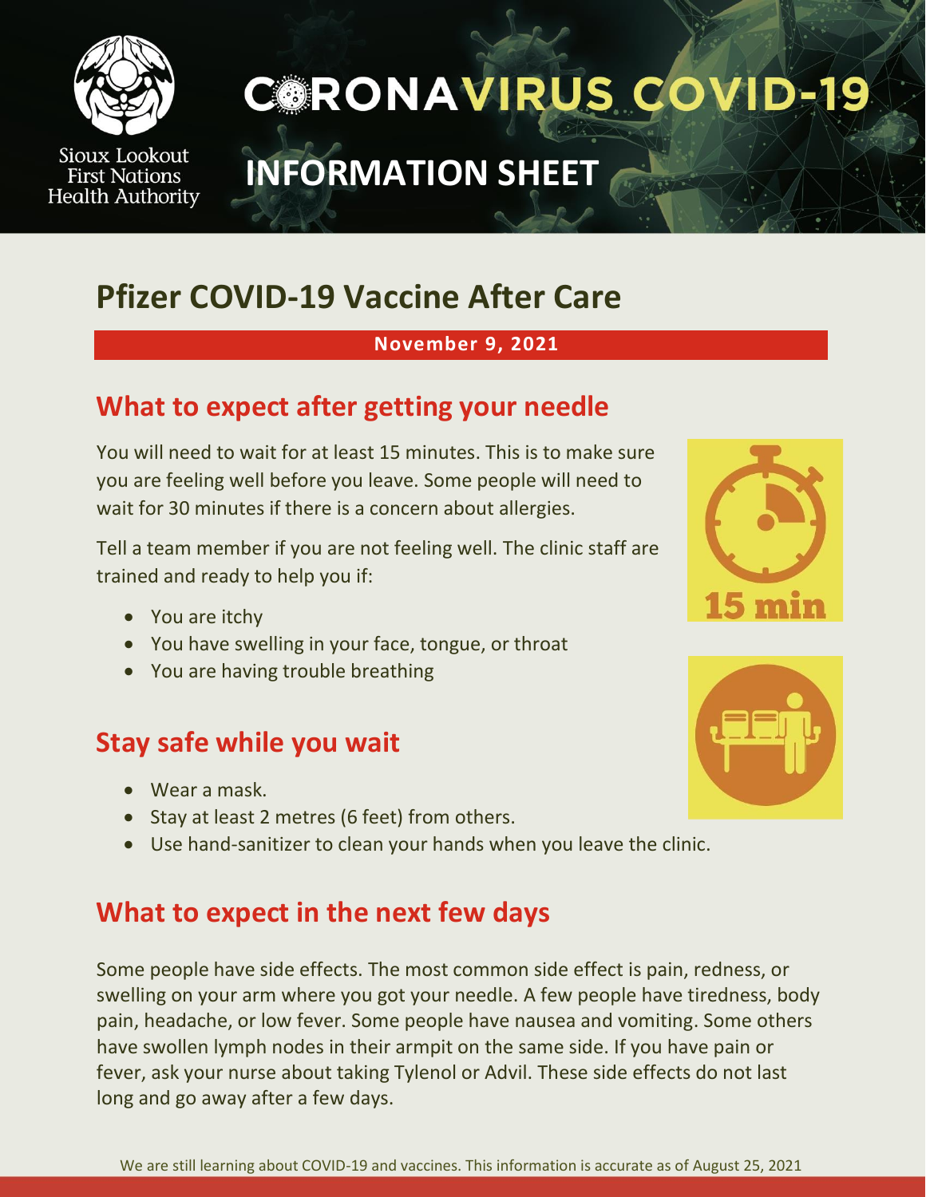Sioux Lookout First Nations Health Authority

# CORONAVIRUS COVID-19

# INFORMATION SHEET

## Pfizer COVID-19 Vaccine After Care

**November 9, 2021**

### What to expect after getting your needle

You will need to wait for at least 15 minutes. This is to make sure you are feeling well before you leave. Some people will need to wait for 30 minutes if there is a concern about allergies.

Tell a team member if you are not feeling well. The clinic staff are trained and ready to help you if:

- You are itchy
- You have swelling in your face, tongue, or throat
- You are having trouble breathing

15 min

### Stay safe while you wait

- Wear a mask.
- Stay at least 2 metres (6 feet) from others.
- Use hand-sanitizer to clean your hands when you leave the clinic.

### What to expect in the next few days

Some people have side effects. The most common side effect is pain, redness, or swelling on your arm where you got your needle. A few people have tiredness, body pain, headache, or low fever. Some people have nausea and vomiting. Some others have swollen lymph nodes in their armpit on the same side. If you have pain or fever, ask your nurse about taking Tylenol or Advil. These side effects do not last long and go away after a few days.

We are still learning about COVID-19 and vaccines. This information is accurate as of August 25, 2021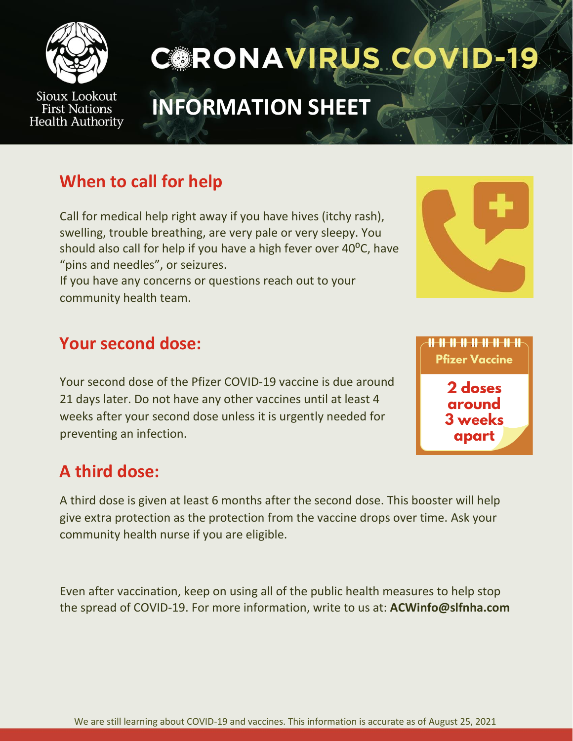Sioux Lookout First Nations Health Authority

# CORONAVIRUS COVID-19

# INFORMATION SHEET

## When to call for help

Call for medical help right away if you have hives (itchy rash), swelling, trouble breathing, are very pale or very sleepy. You should also call for help if you have a high fever over 40ºC, have "pins and needles", or seizures.
If you have any concerns or questions reach out to your community health team.

## Your second dose:

Your second dose of the Pfizer COVID-19 vaccine is due around 21 days later. Do not have any other vaccines until at least 4 weeks after your second dose unless it is urgently needed for preventing an infection.

Pfizer Vaccine

**2 doses around 3 weeks apart**

## A third dose:

A third dose is given at least 6 months after the second dose. This booster will help give extra protection as the protection from the vaccine drops over time. Ask your community health nurse if you are eligible.

Even after vaccination, keep on using all of the public health measures to help stop the spread of COVID-19. For more information, write to us at: **ACWinfo@slfnha.com**

We are still learning about COVID-19 and vaccines. This information is accurate as of August 25, 2021